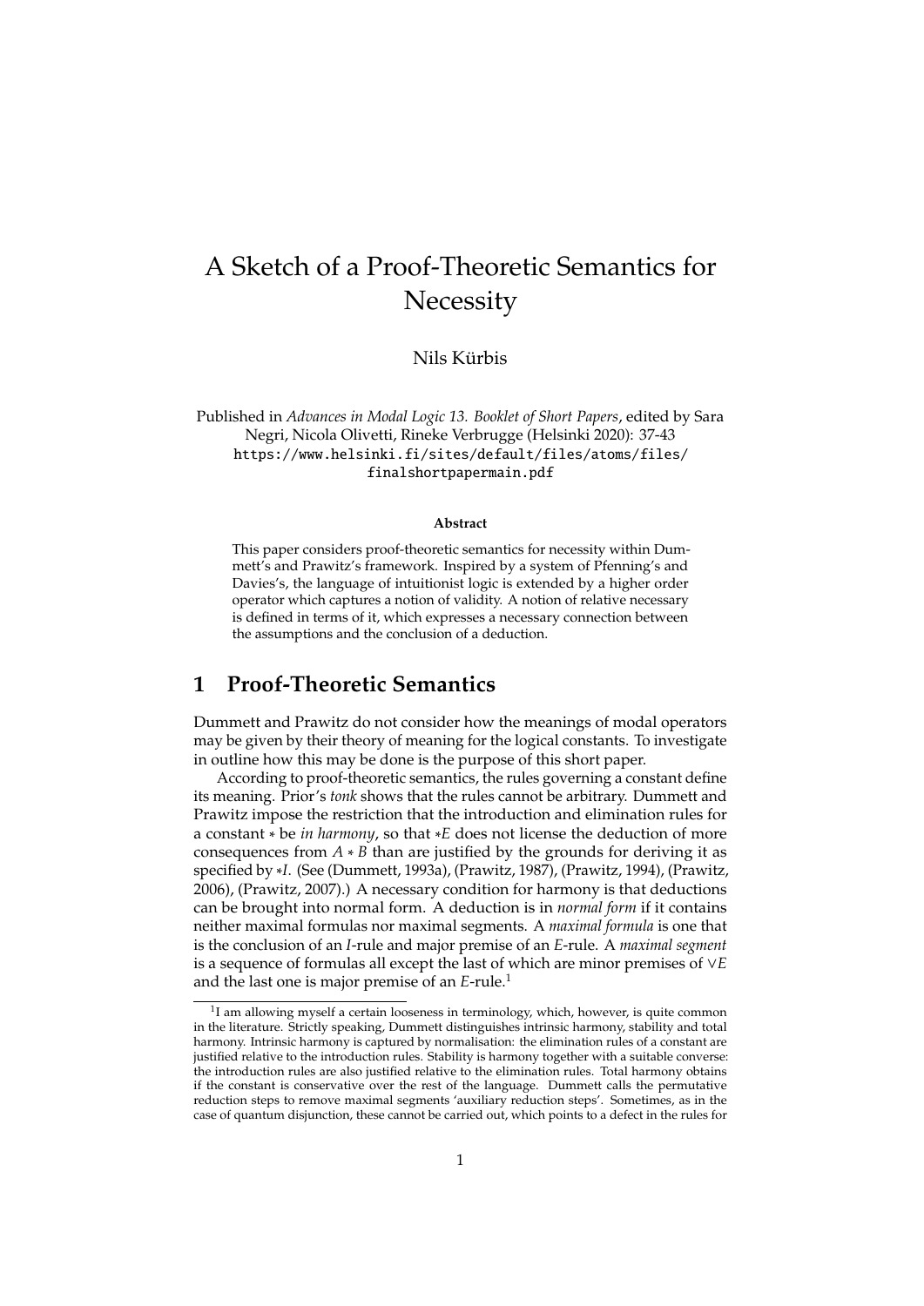# A Sketch of a Proof-Theoretic Semantics for Necessity

Nils Kürbis

Published in *Advances in Modal Logic 13. Booklet of Short Papers*, edited by Sara Negri, Nicola Olivetti, Rineke Verbrugge (Helsinki 2020): 37-43
https://www.helsinki.fi/sites/default/files/atoms/files/finalshortpapermain.pdf

**Abstract**

This paper considers proof-theoretic semantics for necessity within Dummett's and Prawitz's framework. Inspired by a system of Pfenning's and Davies's, the language of intuitionist logic is extended by a higher order operator which captures a notion of validity. A notion of relative necessary is defined in terms of it, which expresses a necessary connection between the assumptions and the conclusion of a deduction.

## 1 Proof-Theoretic Semantics

Dummett and Prawitz do not consider how the meanings of modal operators may be given by their theory of meaning for the logical constants. To investigate in outline how this may be done is the purpose of this short paper.

According to proof-theoretic semantics, the rules governing a constant define its meaning. Prior's *tonk* shows that the rules cannot be arbitrary. Dummett and Prawitz impose the restriction that the introduction and elimination rules for a constant $*$ be *in harmony*, so that $*E$ does not license the deduction of more consequences from $A * B$ than are justified by the grounds for deriving it as specified by $*I$. (See (Dummett, 1993a), (Prawitz, 1987), (Prawitz, 1994), (Prawitz, 2006), (Prawitz, 2007).) A necessary condition for harmony is that deductions can be brought into normal form. A deduction is in *normal form* if it contains neither maximal formulas nor maximal segments. A *maximal formula* is one that is the conclusion of an *I*-rule and major premise of an *E*-rule. A *maximal segment* is a sequence of formulas all except the last of which are minor premises of $\vee E$ and the last one is major premise of an *E*-rule.[1]

[1] I am allowing myself a certain looseness in terminology, which, however, is quite common in the literature. Strictly speaking, Dummett distinguishes intrinsic harmony, stability and total harmony. Intrinsic harmony is captured by normalisation: the elimination rules of a constant are justified relative to the introduction rules. Stability is harmony together with a suitable converse: the introduction rules are also justified relative to the elimination rules. Total harmony obtains if the constant is conservative over the rest of the language. Dummett calls the permutative reduction steps to remove maximal segments 'auxiliary reduction steps'. Sometimes, as in the case of quantum disjunction, these cannot be carried out, which points to a defect in the rules for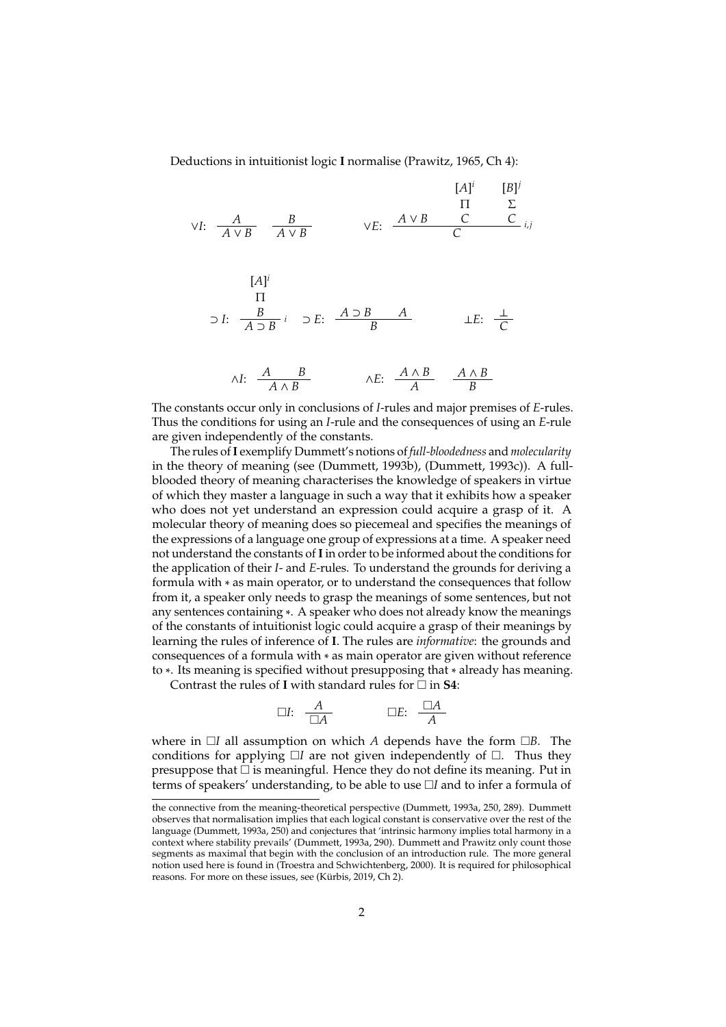Deductions in intuitionist logic **I** normalise (Prawitz, 1965, Ch 4):

$$\vee I: \ \frac{A}{A \vee B} \quad \frac{B}{A \vee B} \qquad\qquad \vee E: \ \frac{A \vee B \quad \begin{array}{c}[A]^i \\ \Pi \\ C\end{array} \quad \begin{array}{c}[B]^j \\ \Sigma \\ C\end{array}}{C}\, {\scriptstyle i,j}$$

$$\supset I: \ \frac{\begin{array}{c}[A]^i \\ \Pi \\ B\end{array}}{A \supset B}\, {\scriptstyle i} \quad \supset E: \ \frac{A \supset B \qquad A}{B} \qquad\qquad \bot E: \ \frac{\bot}{C}$$

$$\wedge I: \ \frac{A \qquad B}{A \wedge B} \qquad\qquad \wedge E: \ \frac{A \wedge B}{A} \quad \frac{A \wedge B}{B}$$

The constants occur only in conclusions of *I*-rules and major premises of *E*-rules. Thus the conditions for using an *I*-rule and the consequences of using an *E*-rule are given independently of the constants.

The rules of **I** exemplify Dummett's notions of *full-bloodedness* and *molecularity* in the theory of meaning (see (Dummett, 1993b), (Dummett, 1993c)). A full-blooded theory of meaning characterises the knowledge of speakers in virtue of which they master a language in such a way that it exhibits how a speaker who does not yet understand an expression could acquire a grasp of it. A molecular theory of meaning does so piecemeal and specifies the meanings of the expressions of a language one group of expressions at a time. A speaker need not understand the constants of **I** in order to be informed about the conditions for the application of their *I*- and *E*-rules. To understand the grounds for deriving a formula with $*$ as main operator, or to understand the consequences that follow from it, a speaker only needs to grasp the meanings of some sentences, but not any sentences containing $*$. A speaker who does not already know the meanings of the constants of intuitionist logic could acquire a grasp of their meanings by learning the rules of inference of **I**. The rules are *informative*: the grounds and consequences of a formula with $*$ as main operator are given without reference to $*$. Its meaning is specified without presupposing that $*$ already has meaning.

Contrast the rules of **I** with standard rules for $\Box$ in **S4**:

$$\Box I: \ \frac{A}{\Box A} \qquad\qquad \Box E: \ \frac{\Box A}{A}$$

where in $\Box I$ all assumption on which $A$ depends have the form $\Box B$. The conditions for applying $\Box I$ are not given independently of $\Box$. Thus they presuppose that $\Box$ is meaningful. Hence they do not define its meaning. Put in terms of speakers' understanding, to be able to use $\Box I$ and to infer a formula of

---

the connective from the meaning-theoretical perspective (Dummett, 1993a, 250, 289). Dummett observes that normalisation implies that each logical constant is conservative over the rest of the language (Dummett, 1993a, 250) and conjectures that 'intrinsic harmony implies total harmony in a context where stability prevails' (Dummett, 1993a, 290). Dummett and Prawitz only count those segments as maximal that begin with the conclusion of an introduction rule. The more general notion used here is found in (Troestra and Schwichtenberg, 2000). It is required for philosophical reasons. For more on these issues, see (Kürbis, 2019, Ch 2).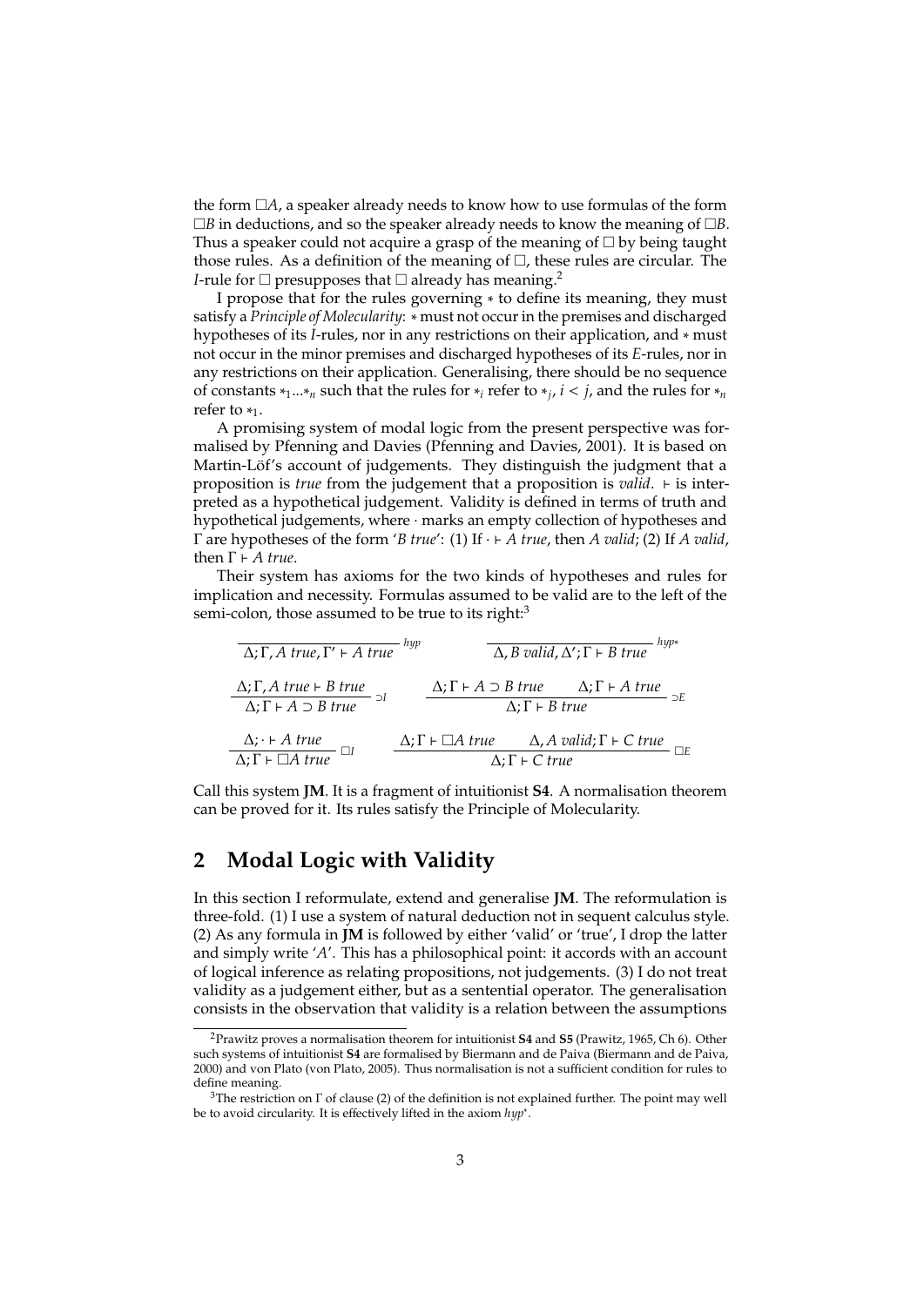the form $\Box A$, a speaker already needs to know how to use formulas of the form $\Box B$ in deductions, and so the speaker already needs to know the meaning of $\Box B$. Thus a speaker could not acquire a grasp of the meaning of $\Box$ by being taught those rules. As a definition of the meaning of $\Box$, these rules are circular. The *I*-rule for $\Box$ presupposes that $\Box$ already has meaning.[2]

I propose that for the rules governing $*$ to define its meaning, they must satisfy a *Principle of Molecularity*: $*$ must not occur in the premises and discharged hypotheses of its *I*-rules, nor in any restrictions on their application, and $*$ must not occur in the minor premises and discharged hypotheses of its *E*-rules, nor in any restrictions on their application. Generalising, there should be no sequence of constants $*_1 ... *_n$ such that the rules for $*_i$ refer to $*_j$, $i < j$, and the rules for $*_n$ refer to $*_1$.

A promising system of modal logic from the present perspective was formalised by Pfenning and Davies (Pfenning and Davies, 2001). It is based on Martin-Löf's account of judgements. They distinguish the judgment that a proposition is *true* from the judgement that a proposition is *valid*. $\vdash$ is interpreted as a hypothetical judgement. Validity is defined in terms of truth and hypothetical judgements, where $\cdot$ marks an empty collection of hypotheses and $\Gamma$ are hypotheses of the form '*B true*': (1) If $\cdot \vdash A$ *true*, then *A valid*; (2) If *A valid*, then $\Gamma \vdash A$ *true*.

Their system has axioms for the two kinds of hypotheses and rules for implication and necessity. Formulas assumed to be valid are to the left of the semi-colon, those assumed to be true to its right:[3]

$$\frac{}{\Delta; \Gamma, A\ true, \Gamma' \vdash A\ true}\ hyp \qquad \frac{}{\Delta, B\ valid, \Delta'; \Gamma \vdash B\ true}\ hyp*$$

$$\frac{\Delta; \Gamma, A\ true \vdash B\ true}{\Delta; \Gamma \vdash A \supset B\ true}\ {\supset}I \qquad \frac{\Delta; \Gamma \vdash A \supset B\ true \qquad \Delta; \Gamma \vdash A\ true}{\Delta; \Gamma \vdash B\ true}\ {\supset}E$$

$$\frac{\Delta; \cdot \vdash A\ true}{\Delta; \Gamma \vdash \Box A\ true}\ \Box I \qquad \frac{\Delta; \Gamma \vdash \Box A\ true \qquad \Delta, A\ valid; \Gamma \vdash C\ true}{\Delta; \Gamma \vdash C\ true}\ \Box E$$

Call this system **JM**. It is a fragment of intuitionist **S4**. A normalisation theorem can be proved for it. Its rules satisfy the Principle of Molecularity.

## 2 Modal Logic with Validity

In this section I reformulate, extend and generalise **JM**. The reformulation is three-fold. (1) I use a system of natural deduction not in sequent calculus style. (2) As any formula in **JM** is followed by either 'valid' or 'true', I drop the latter and simply write '*A*'. This has a philosophical point: it accords with an account of logical inference as relating propositions, not judgements. (3) I do not treat validity as a judgement either, but as a sentential operator. The generalisation consists in the observation that validity is a relation between the assumptions

---

[2] Prawitz proves a normalisation theorem for intuitionist **S4** and **S5** (Prawitz, 1965, Ch 6). Other such systems of intuitionist **S4** are formalised by Biermann and de Paiva (Biermann and de Paiva, 2000) and von Plato (von Plato, 2005). Thus normalisation is not a sufficient condition for rules to define meaning.

[3] The restriction on $\Gamma$ of clause (2) of the definition is not explained further. The point may well be to avoid circularity. It is effectively lifted in the axiom *hyp\**.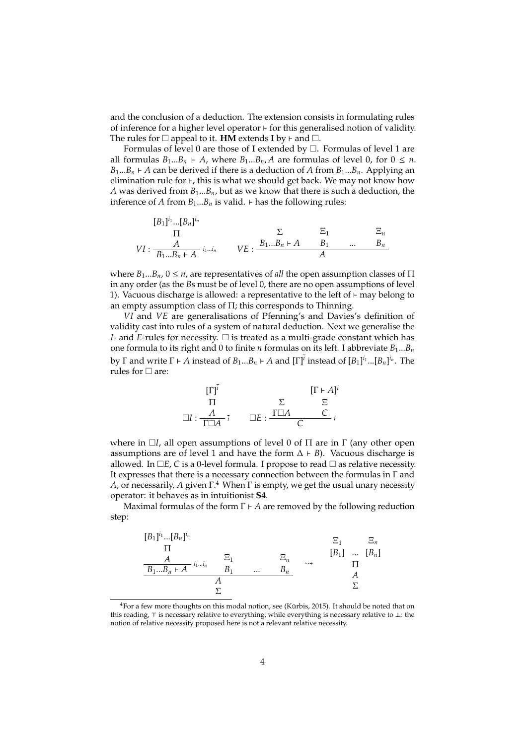and the conclusion of a deduction. The extension consists in formulating rules of inference for a higher level operator $\vdash$ for this generalised notion of validity. The rules for $\Box$ appeal to it. **HM** extends **I** by $\vdash$ and $\Box$.

Formulas of level 0 are those of **I** extended by $\Box$. Formulas of level 1 are all formulas $B_1...B_n \vdash A$, where $B_1...B_n, A$ are formulas of level 0, for $0 \leq n$. $B_1...B_n \vdash A$ can be derived if there is a deduction of $A$ from $B_1...B_n$. Applying an elimination rule for $\vdash$, this is what we should get back. We may not know how $A$ was derived from $B_1...B_n$, but as we know that there is such a deduction, the inference of $A$ from $B_1...B_n$ is valid. $\vdash$ has the following rules:

$$VI : \dfrac{\begin{matrix}[B_1]^{i_1}...[B_n]^{i_n}\\ \Pi \\ A\end{matrix}}{B_1...B_n \vdash A}\, {\scriptstyle i_1...i_n} \qquad VE : \dfrac{\begin{matrix}\Sigma \\ B_1...B_n \vdash A\end{matrix} \quad \begin{matrix}\Xi_1 \\ B_1\end{matrix} \quad ... \quad \begin{matrix}\Xi_n \\ B_n\end{matrix}}{A}$$

where $B_1...B_n$, $0 \leq n$, are representatives of *all* the open assumption classes of $\Pi$ in any order (as the $B$s must be of level 0, there are no open assumptions of level 1). Vacuous discharge is allowed: a representative to the left of $\vdash$ may belong to an empty assumption class of $\Pi$; this corresponds to Thinning.

*VI* and *VE* are generalisations of Pfenning's and Davies's definition of validity cast into rules of a system of natural deduction. Next we generalise the *I*- and *E*-rules for necessity. $\Box$ is treated as a multi-grade constant which has one formula to its right and 0 to finite $n$ formulas on its left. I abbreviate $B_1...B_n$ by $\Gamma$ and write $\Gamma \vdash A$ instead of $B_1...B_n \vdash A$ and $[\Gamma]^{\bar{i}}$ instead of $[B_1]^{i_1}...[B_n]^{i_n}$. The rules for $\Box$ are:

$$\Box I : \dfrac{\begin{matrix}[\Gamma]^{\bar{i}}\\ \Pi \\ A\end{matrix}}{\Gamma\Box A}\, {\scriptstyle \bar{i}} \qquad \Box E : \dfrac{\begin{matrix}\Sigma \\ \Gamma\Box A\end{matrix} \quad \begin{matrix}[\Gamma \vdash A]^i \\ \Xi \\ C\end{matrix}}{C}\, {\scriptstyle i}$$

where in $\Box I$, all open assumptions of level 0 of $\Pi$ are in $\Gamma$ (any other open assumptions are of level 1 and have the form $\Delta \vdash B$). Vacuous discharge is allowed. In $\Box E$, $C$ is a 0-level formula. I propose to read $\Box$ as relative necessity. It expresses that there is a necessary connection between the formulas in $\Gamma$ and $A$, or necessarily, $A$ given $\Gamma$.[4] When $\Gamma$ is empty, we get the usual unary necessity operator: it behaves as in intuitionist **S4**.

Maximal formulas of the form $\Gamma \vdash A$ are removed by the following reduction step:

$$\dfrac{\dfrac{\begin{matrix}[B_1]^{i_1}...[B_n]^{i_n}\\ \Pi \\ A\end{matrix}}{B_1...B_n \vdash A}\, {\scriptstyle i_1...i_n} \quad \begin{matrix}\Xi_1 \\ B_1\end{matrix} \quad ... \quad \begin{matrix}\Xi_n \\ B_n\end{matrix}}{\begin{matrix}A \\ \Sigma\end{matrix}} \quad \rightsquigarrow \quad \begin{matrix}\Xi_1 \quad\quad \Xi_n \\ [B_1] \; ... \; [B_n] \\ \Pi \\ A \\ \Sigma\end{matrix}$$

[4] For a few more thoughts on this modal notion, see (Kürbis, 2015). It should be noted that on this reading, $\top$ is necessary relative to everything, while everything is necessary relative to $\bot$: the notion of relative necessity proposed here is not a relevant relative necessity.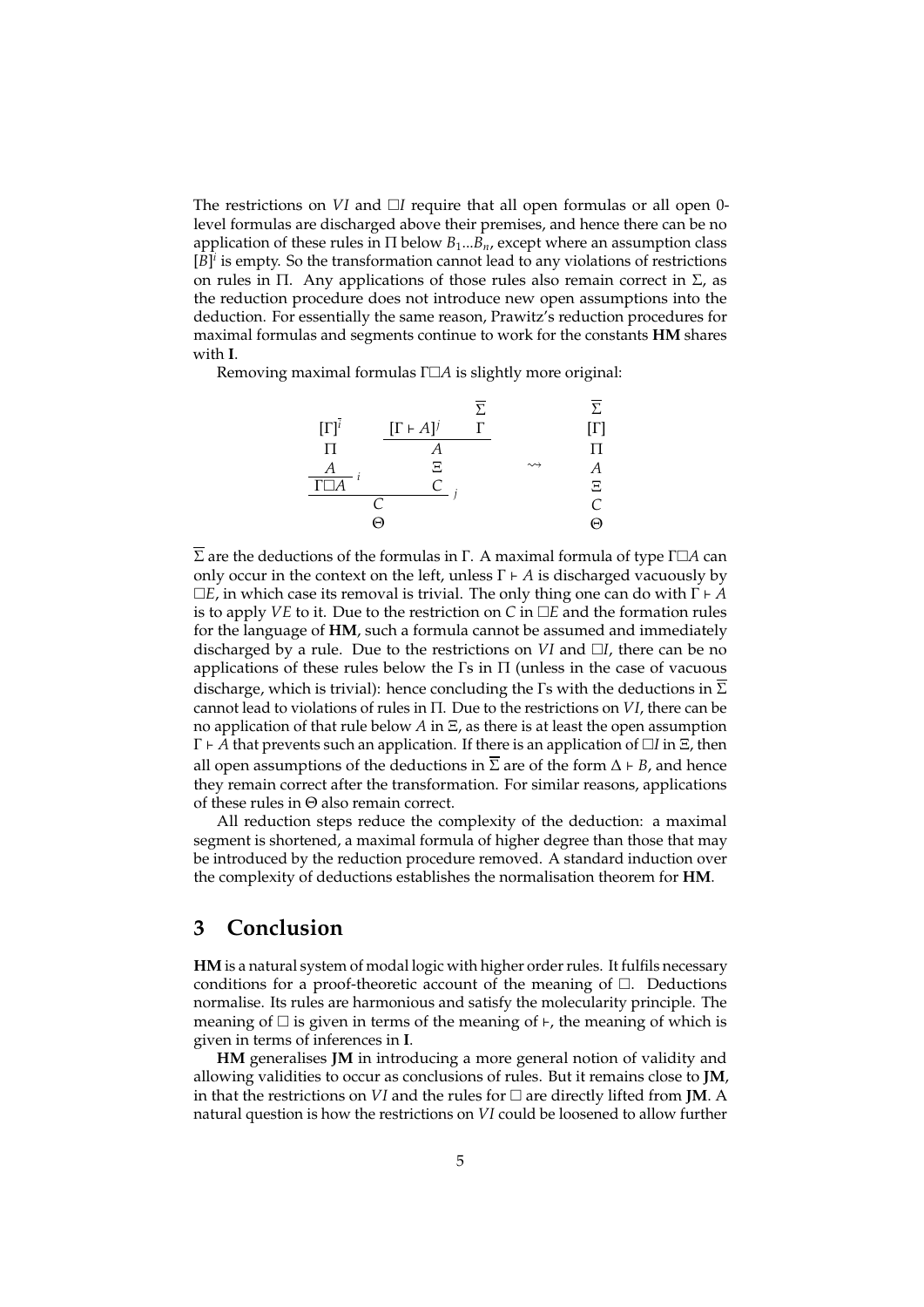The restrictions on *VI* and $\Box I$ require that all open formulas or all open 0-level formulas are discharged above their premises, and hence there can be no application of these rules in $\Pi$ below $B_1 ... B_n$, except where an assumption class $[B]^i$ is empty. So the transformation cannot lead to any violations of restrictions on rules in $\Pi$. Any applications of those rules also remain correct in $\Sigma$, as the reduction procedure does not introduce new open assumptions into the deduction. For essentially the same reason, Prawitz's reduction procedures for maximal formulas and segments continue to work for the constants **HM** shares with **I**.

Removing maximal formulas $\Gamma\Box A$ is slightly more original:

$$
\begin{array}{c}
\dfrac{\dfrac{\begin{array}{c}[\Gamma]^{\bar{i}}\\ \Pi\\ A\end{array}}{\Gamma\Box A}\,i
\qquad
\begin{array}{c}\dfrac{[\Gamma\vdash A]^j \qquad \begin{array}{c}\overline{\Sigma}\\ \Gamma\end{array}}{A}\\ \Xi\\ C\end{array}}{C}\,j\\
\Theta
\end{array}
\quad\rightsquigarrow\quad
\begin{array}{c}
\overline{\Sigma}\\
[\Gamma]\\
\Pi\\
A\\
\Xi\\
C\\
\Theta
\end{array}
$$

$\overline{\Sigma}$ are the deductions of the formulas in $\Gamma$. A maximal formula of type $\Gamma\Box A$ can only occur in the context on the left, unless $\Gamma \vdash A$ is discharged vacuously by $\Box E$, in which case its removal is trivial. The only thing one can do with $\Gamma \vdash A$ is to apply *VE* to it. Due to the restriction on $C$ in $\Box E$ and the formation rules for the language of **HM**, such a formula cannot be assumed and immediately discharged by a rule. Due to the restrictions on *VI* and $\Box I$, there can be no applications of these rules below the $\Gamma$s in $\Pi$ (unless in the case of vacuous discharge, which is trivial): hence concluding the $\Gamma$s with the deductions in $\overline{\Sigma}$ cannot lead to violations of rules in $\Pi$. Due to the restrictions on *VI*, there can be no application of that rule below $A$ in $\Xi$, as there is at least the open assumption $\Gamma \vdash A$ that prevents such an application. If there is an application of $\Box I$ in $\Xi$, then all open assumptions of the deductions in $\overline{\Sigma}$ are of the form $\Delta \vdash B$, and hence they remain correct after the transformation. For similar reasons, applications of these rules in $\Theta$ also remain correct.

All reduction steps reduce the complexity of the deduction: a maximal segment is shortened, a maximal formula of higher degree than those that may be introduced by the reduction procedure removed. A standard induction over the complexity of deductions establishes the normalisation theorem for **HM**.

## 3 Conclusion

**HM** is a natural system of modal logic with higher order rules. It fulfils necessary conditions for a proof-theoretic account of the meaning of $\Box$. Deductions normalise. Its rules are harmonious and satisfy the molecularity principle. The meaning of $\Box$ is given in terms of the meaning of $\vdash$, the meaning of which is given in terms of inferences in **I**.

**HM** generalises **JM** in introducing a more general notion of validity and allowing validities to occur as conclusions of rules. But it remains close to **JM**, in that the restrictions on *VI* and the rules for $\Box$ are directly lifted from **JM**. A natural question is how the restrictions on *VI* could be loosened to allow further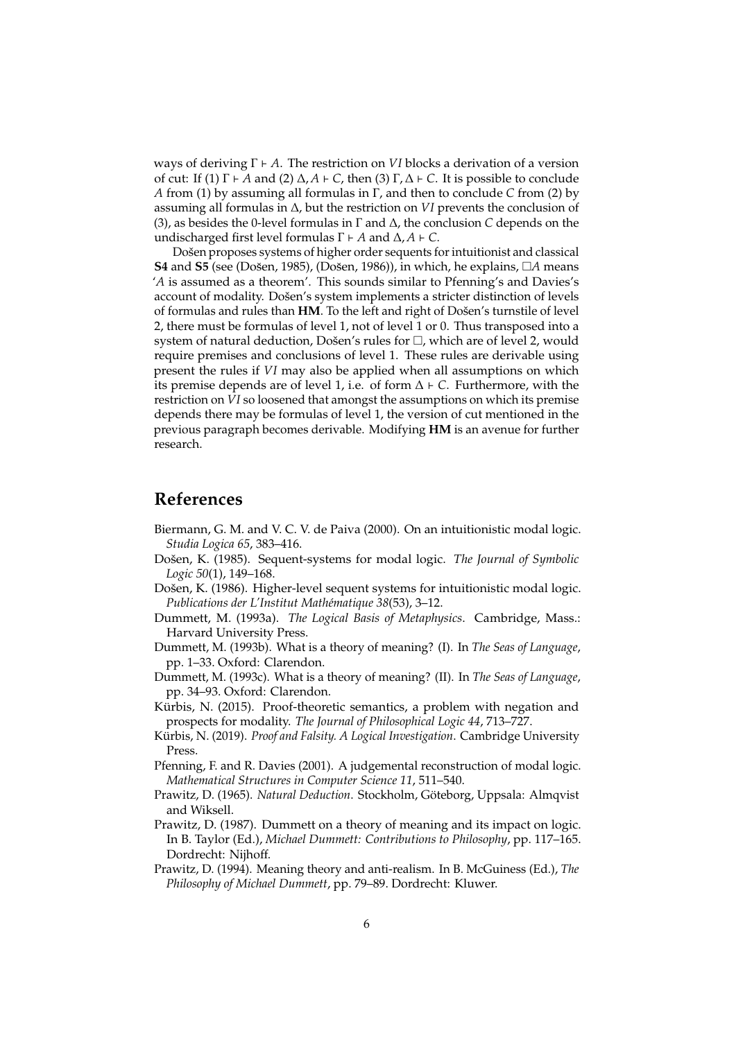ways of deriving $\Gamma \vdash A$. The restriction on *VI* blocks a derivation of a version of cut: If (1) $\Gamma \vdash A$ and (2) $\Delta, A \vdash C$, then (3) $\Gamma, \Delta \vdash C$. It is possible to conclude $A$ from (1) by assuming all formulas in $\Gamma$, and then to conclude $C$ from (2) by assuming all formulas in $\Delta$, but the restriction on *VI* prevents the conclusion of (3), as besides the 0-level formulas in $\Gamma$ and $\Delta$, the conclusion $C$ depends on the undischarged first level formulas $\Gamma \vdash A$ and $\Delta, A \vdash C$.

Došen proposes systems of higher order sequents for intuitionist and classical **S4** and **S5** (see (Došen, 1985), (Došen, 1986)), in which, he explains, $\Box A$ means '$A$ is assumed as a theorem'. This sounds similar to Pfenning's and Davies's account of modality. Došen's system implements a stricter distinction of levels of formulas and rules than **HM**. To the left and right of Došen's turnstile of level 2, there must be formulas of level 1, not of level 1 or 0. Thus transposed into a system of natural deduction, Došen's rules for $\Box$, which are of level 2, would require premises and conclusions of level 1. These rules are derivable using present the rules if *VI* may also be applied when all assumptions on which its premise depends are of level 1, i.e. of form $\Delta \vdash C$. Furthermore, with the restriction on *VI* so loosened that amongst the assumptions on which its premise depends there may be formulas of level 1, the version of cut mentioned in the previous paragraph becomes derivable. Modifying **HM** is an avenue for further research.

## References

Biermann, G. M. and V. C. V. de Paiva (2000). On an intuitionistic modal logic. *Studia Logica 65*, 383–416.

Došen, K. (1985). Sequent-systems for modal logic. *The Journal of Symbolic Logic 50*(1), 149–168.

Došen, K. (1986). Higher-level sequent systems for intuitionistic modal logic. *Publications der L'Institut Mathématique 38*(53), 3–12.

Dummett, M. (1993a). *The Logical Basis of Metaphysics*. Cambridge, Mass.: Harvard University Press.

Dummett, M. (1993b). What is a theory of meaning? (I). In *The Seas of Language*, pp. 1–33. Oxford: Clarendon.

Dummett, M. (1993c). What is a theory of meaning? (II). In *The Seas of Language*, pp. 34–93. Oxford: Clarendon.

Kürbis, N. (2015). Proof-theoretic semantics, a problem with negation and prospects for modality. *The Journal of Philosophical Logic 44*, 713–727.

Kürbis, N. (2019). *Proof and Falsity. A Logical Investigation*. Cambridge University Press.

Pfenning, F. and R. Davies (2001). A judgemental reconstruction of modal logic. *Mathematical Structures in Computer Science 11*, 511–540.

Prawitz, D. (1965). *Natural Deduction*. Stockholm, Göteborg, Uppsala: Almqvist and Wiksell.

Prawitz, D. (1987). Dummett on a theory of meaning and its impact on logic. In B. Taylor (Ed.), *Michael Dummett: Contributions to Philosophy*, pp. 117–165. Dordrecht: Nijhoff.

Prawitz, D. (1994). Meaning theory and anti-realism. In B. McGuiness (Ed.), *The Philosophy of Michael Dummett*, pp. 79–89. Dordrecht: Kluwer.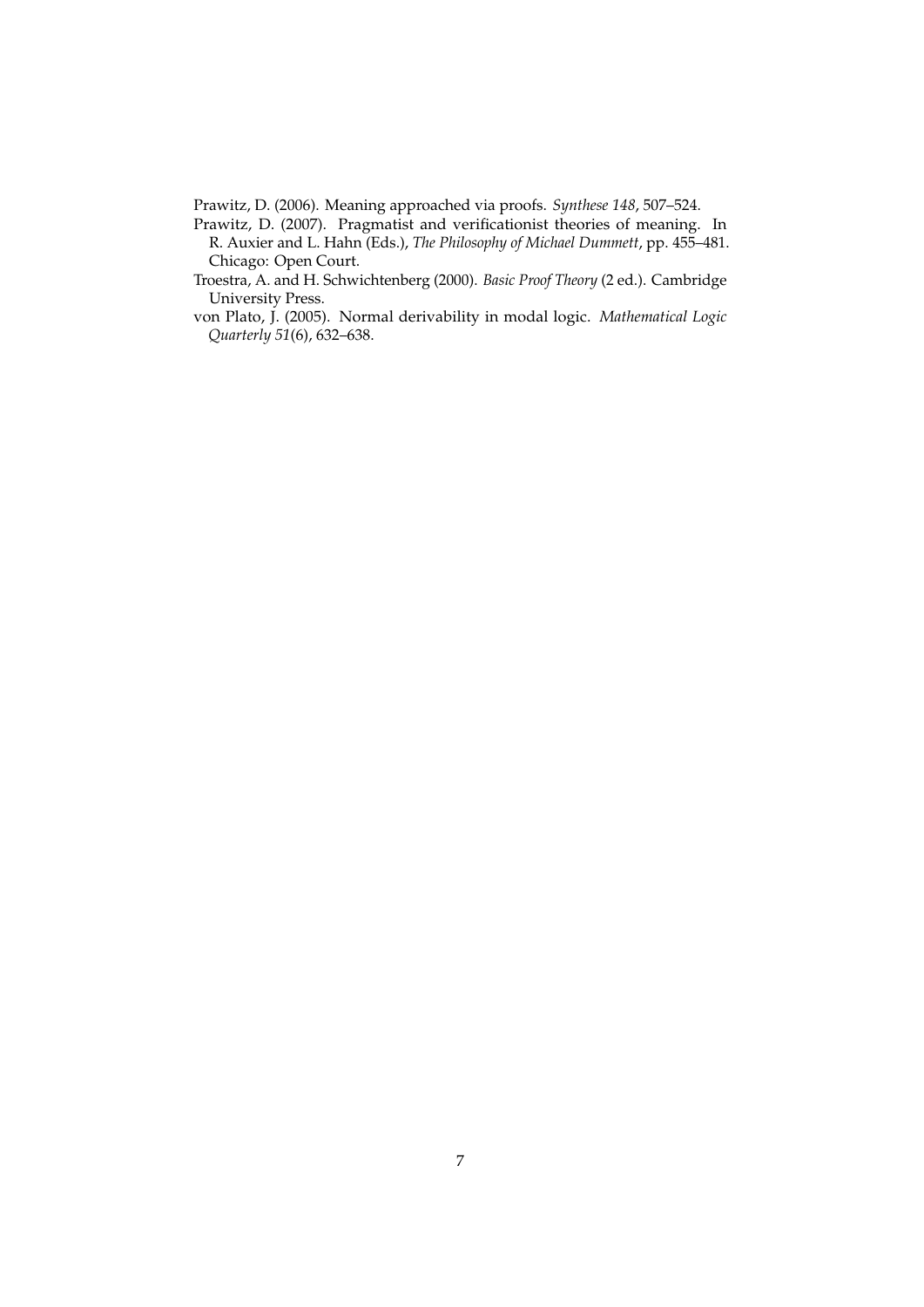Prawitz, D. (2006). Meaning approached via proofs. *Synthese 148*, 507–524.

Prawitz, D. (2007). Pragmatist and verificationist theories of meaning. In R. Auxier and L. Hahn (Eds.), *The Philosophy of Michael Dummett*, pp. 455–481. Chicago: Open Court.

Troestra, A. and H. Schwichtenberg (2000). *Basic Proof Theory* (2 ed.). Cambridge University Press.

von Plato, J. (2005). Normal derivability in modal logic. *Mathematical Logic Quarterly 51*(6), 632–638.